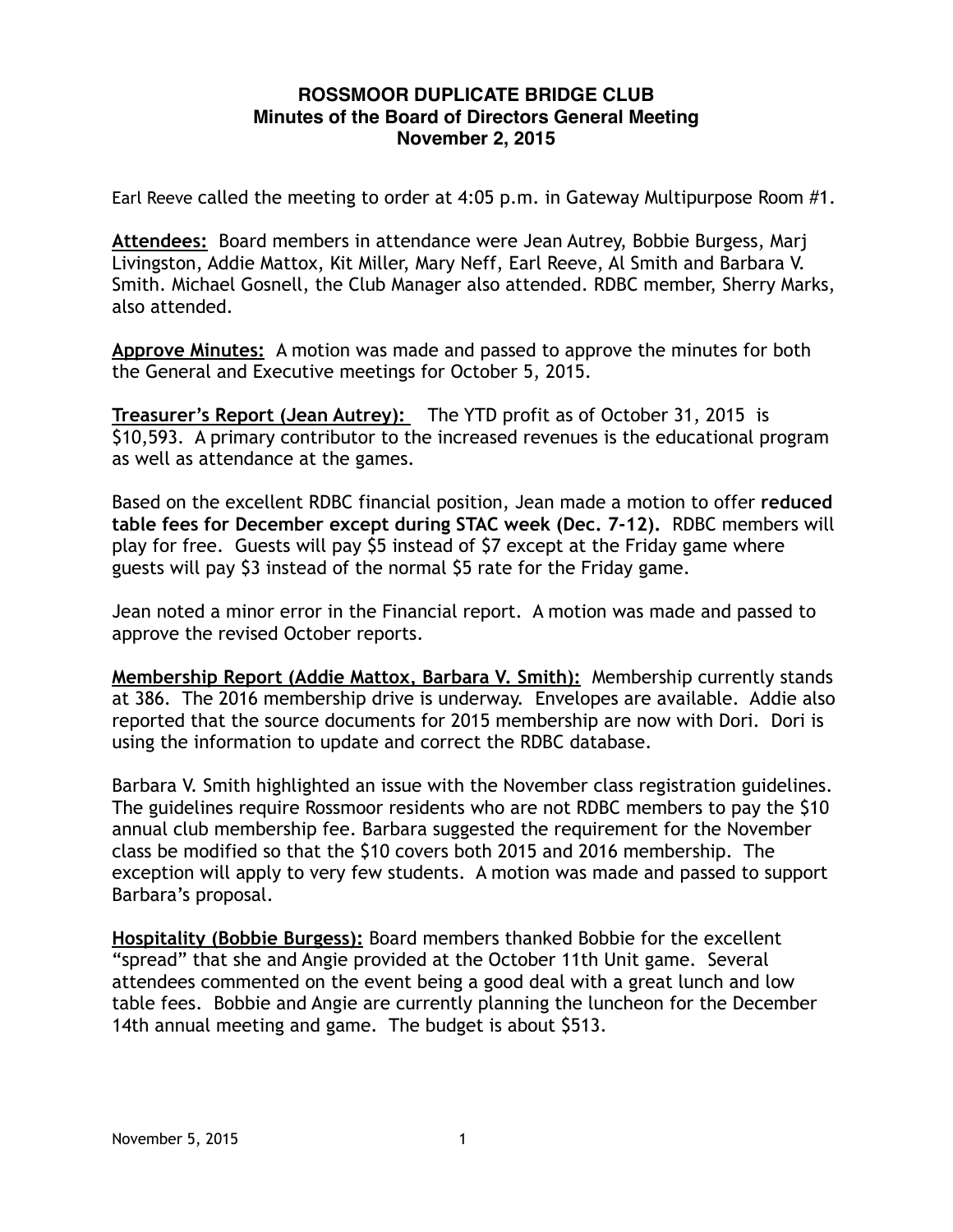**ROSSMOOR DUPLICATE BRIDGE CLUB**
**Minutes of the Board of Directors General Meeting**
**November 2, 2015**

Earl Reeve called the meeting to order at 4:05 p.m. in Gateway Multipurpose Room #1.

**Attendees:** Board members in attendance were Jean Autrey, Bobbie Burgess, Marj Livingston, Addie Mattox, Kit Miller, Mary Neff, Earl Reeve, Al Smith and Barbara V. Smith. Michael Gosnell, the Club Manager also attended. RDBC member, Sherry Marks, also attended.

**Approve Minutes:** A motion was made and passed to approve the minutes for both the General and Executive meetings for October 5, 2015.

**Treasurer's Report (Jean Autrey):** The YTD profit as of October 31, 2015 is $10,593. A primary contributor to the increased revenues is the educational program as well as attendance at the games.

Based on the excellent RDBC financial position, Jean made a motion to offer **reduced table fees for December except during STAC week (Dec. 7-12).** RDBC members will play for free. Guests will pay $5 instead of $7 except at the Friday game where guests will pay $3 instead of the normal $5 rate for the Friday game.

Jean noted a minor error in the Financial report. A motion was made and passed to approve the revised October reports.

**Membership Report (Addie Mattox, Barbara V. Smith):** Membership currently stands at 386. The 2016 membership drive is underway. Envelopes are available. Addie also reported that the source documents for 2015 membership are now with Dori. Dori is using the information to update and correct the RDBC database.

Barbara V. Smith highlighted an issue with the November class registration guidelines. The guidelines require Rossmoor residents who are not RDBC members to pay the $10 annual club membership fee. Barbara suggested the requirement for the November class be modified so that the $10 covers both 2015 and 2016 membership. The exception will apply to very few students. A motion was made and passed to support Barbara's proposal.

**Hospitality (Bobbie Burgess):** Board members thanked Bobbie for the excellent "spread" that she and Angie provided at the October 11th Unit game. Several attendees commented on the event being a good deal with a great lunch and low table fees. Bobbie and Angie are currently planning the luncheon for the December 14th annual meeting and game. The budget is about $513.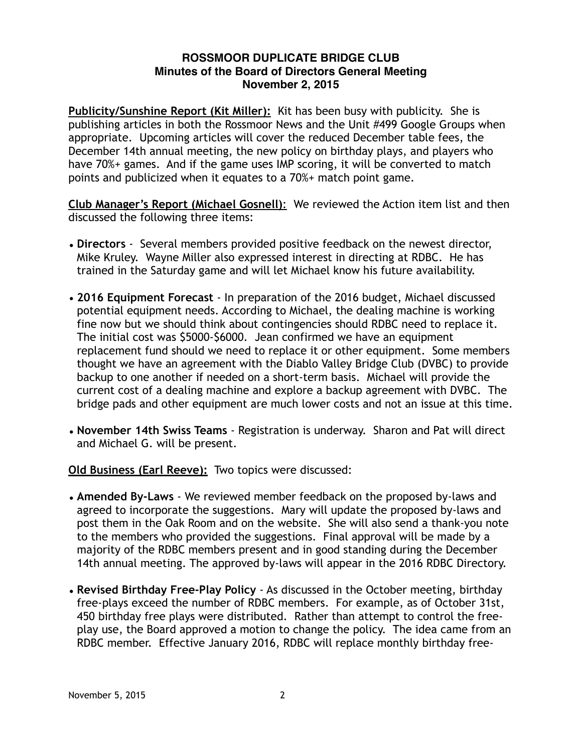**ROSSMOOR DUPLICATE BRIDGE CLUB**
**Minutes of the Board of Directors General Meeting**
**November 2, 2015**

**Publicity/Sunshine Report (Kit Miller):** Kit has been busy with publicity. She is publishing articles in both the Rossmoor News and the Unit #499 Google Groups when appropriate. Upcoming articles will cover the reduced December table fees, the December 14th annual meeting, the new policy on birthday plays, and players who have 70%+ games. And if the game uses IMP scoring, it will be converted to match points and publicized when it equates to a 70%+ match point game.

**Club Manager's Report (Michael Gosnell):** We reviewed the Action item list and then discussed the following three items:

- **Directors** - Several members provided positive feedback on the newest director, Mike Kruley. Wayne Miller also expressed interest in directing at RDBC. He has trained in the Saturday game and will let Michael know his future availability.

- **2016 Equipment Forecast** - In preparation of the 2016 budget, Michael discussed potential equipment needs. According to Michael, the dealing machine is working fine now but we should think about contingencies should RDBC need to replace it. The initial cost was $5000-$6000. Jean confirmed we have an equipment replacement fund should we need to replace it or other equipment. Some members thought we have an agreement with the Diablo Valley Bridge Club (DVBC) to provide backup to one another if needed on a short-term basis. Michael will provide the current cost of a dealing machine and explore a backup agreement with DVBC. The bridge pads and other equipment are much lower costs and not an issue at this time.

- **November 14th Swiss Teams** - Registration is underway. Sharon and Pat will direct and Michael G. will be present.

**Old Business (Earl Reeve):** Two topics were discussed:

- **Amended By-Laws** - We reviewed member feedback on the proposed by-laws and agreed to incorporate the suggestions. Mary will update the proposed by-laws and post them in the Oak Room and on the website. She will also send a thank-you note to the members who provided the suggestions. Final approval will be made by a majority of the RDBC members present and in good standing during the December 14th annual meeting. The approved by-laws will appear in the 2016 RDBC Directory.

- **Revised Birthday Free-Play Policy** - As discussed in the October meeting, birthday free-plays exceed the number of RDBC members. For example, as of October 31st, 450 birthday free plays were distributed. Rather than attempt to control the free-play use, the Board approved a motion to change the policy. The idea came from an RDBC member. Effective January 2016, RDBC will replace monthly birthday free-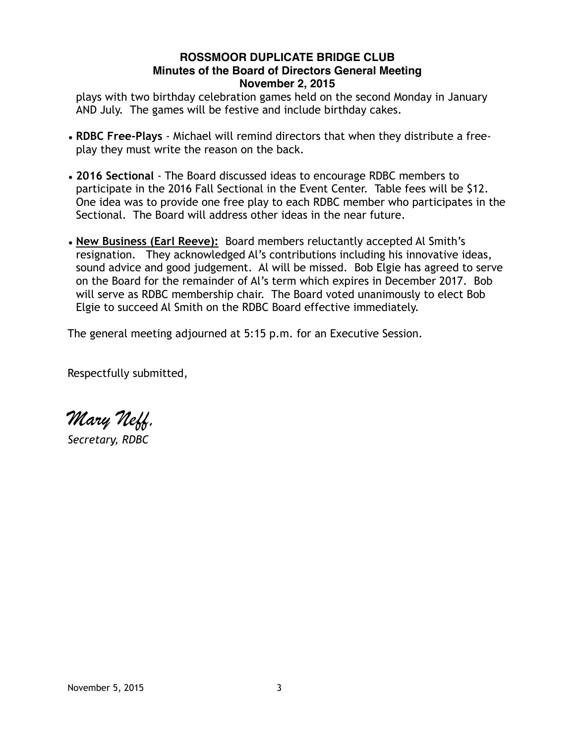plays with two birthday celebration games held on the second Monday in January AND July. The games will be festive and include birthday cakes.

- **RDBC Free-Plays** - Michael will remind directors that when they distribute a free-play they must write the reason on the back.

- **2016 Sectional** - The Board discussed ideas to encourage RDBC members to participate in the 2016 Fall Sectional in the Event Center. Table fees will be $12. One idea was to provide one free play to each RDBC member who participates in the Sectional. The Board will address other ideas in the near future.

- **New Business (Earl Reeve):** Board members reluctantly accepted Al Smith's resignation. They acknowledged Al's contributions including his innovative ideas, sound advice and good judgement. Al will be missed. Bob Elgie has agreed to serve on the Board for the remainder of Al's term which expires in December 2017. Bob will serve as RDBC membership chair. The Board voted unanimously to elect Bob Elgie to succeed Al Smith on the RDBC Board effective immediately.

The general meeting adjourned at 5:15 p.m. for an Executive Session.

Respectfully submitted,

*Mary Neff,*
*Secretary, RDBC*